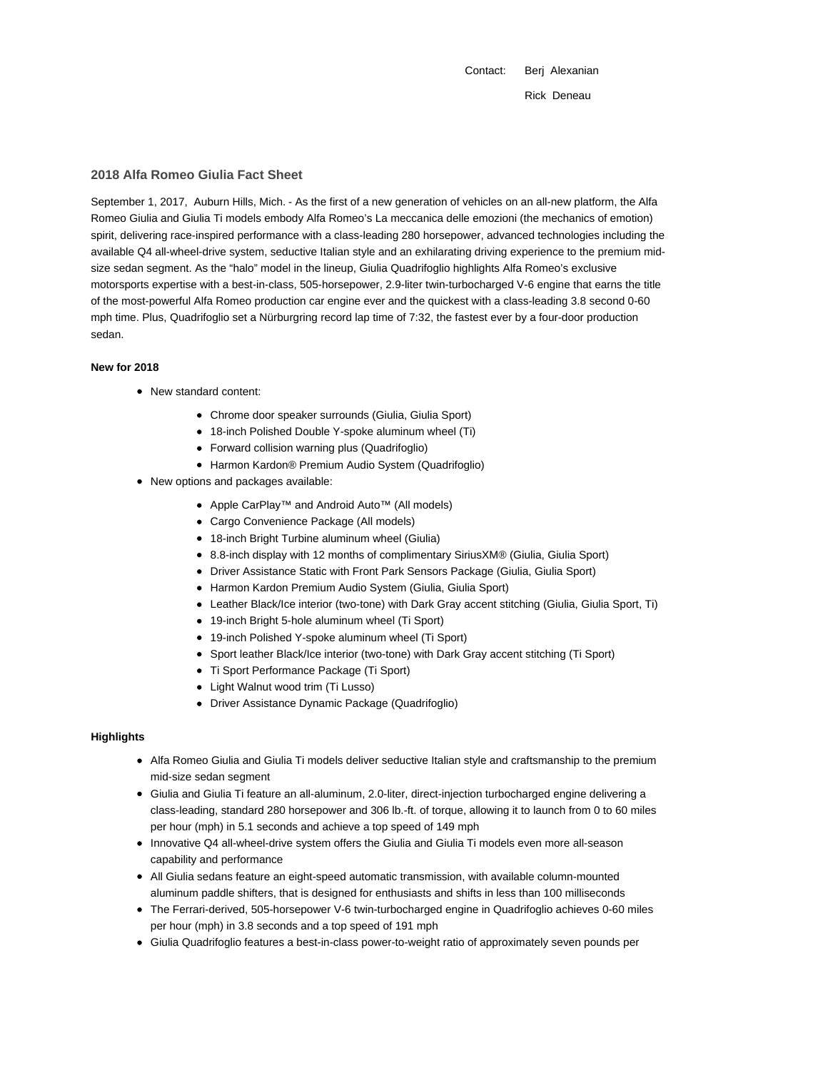Contact: Berj Alexanian

Rick Deneau

## 2018 Alfa Romeo Giulia Fact Sheet

September 1, 2017, Auburn Hills, Mich. - As the first of a new generation of vehicles on an all-new platform, the Alfa Romeo Giulia and Giulia Ti models embody Alfa Romeo's La meccanica delle emozioni (the mechanics of emotion) spirit, delivering race-inspired performance with a class-leading 280 horsepower, advanced technologies including the available Q4 all-wheel-drive system, seductive Italian style and an exhilarating driving experience to the premium mid-size sedan segment. As the "halo" model in the lineup, Giulia Quadrifoglio highlights Alfa Romeo's exclusive motorsports expertise with a best-in-class, 505-horsepower, 2.9-liter twin-turbocharged V-6 engine that earns the title of the most-powerful Alfa Romeo production car engine ever and the quickest with a class-leading 3.8 second 0-60 mph time. Plus, Quadrifoglio set a Nürburgring record lap time of 7:32, the fastest ever by a four-door production sedan.

**New for 2018**

- New standard content:
  - Chrome door speaker surrounds (Giulia, Giulia Sport)
  - 18-inch Polished Double Y-spoke aluminum wheel (Ti)
  - Forward collision warning plus (Quadrifoglio)
  - Harmon Kardon® Premium Audio System (Quadrifoglio)
- New options and packages available:
  - Apple CarPlay™ and Android Auto™ (All models)
  - Cargo Convenience Package (All models)
  - 18-inch Bright Turbine aluminum wheel (Giulia)
  - 8.8-inch display with 12 months of complimentary SiriusXM® (Giulia, Giulia Sport)
  - Driver Assistance Static with Front Park Sensors Package (Giulia, Giulia Sport)
  - Harmon Kardon Premium Audio System (Giulia, Giulia Sport)
  - Leather Black/Ice interior (two-tone) with Dark Gray accent stitching (Giulia, Giulia Sport, Ti)
  - 19-inch Bright 5-hole aluminum wheel (Ti Sport)
  - 19-inch Polished Y-spoke aluminum wheel (Ti Sport)
  - Sport leather Black/Ice interior (two-tone) with Dark Gray accent stitching (Ti Sport)
  - Ti Sport Performance Package (Ti Sport)
  - Light Walnut wood trim (Ti Lusso)
  - Driver Assistance Dynamic Package (Quadrifoglio)

**Highlights**

- Alfa Romeo Giulia and Giulia Ti models deliver seductive Italian style and craftsmanship to the premium mid-size sedan segment
- Giulia and Giulia Ti feature an all-aluminum, 2.0-liter, direct-injection turbocharged engine delivering a class-leading, standard 280 horsepower and 306 lb.-ft. of torque, allowing it to launch from 0 to 60 miles per hour (mph) in 5.1 seconds and achieve a top speed of 149 mph
- Innovative Q4 all-wheel-drive system offers the Giulia and Giulia Ti models even more all-season capability and performance
- All Giulia sedans feature an eight-speed automatic transmission, with available column-mounted aluminum paddle shifters, that is designed for enthusiasts and shifts in less than 100 milliseconds
- The Ferrari-derived, 505-horsepower V-6 twin-turbocharged engine in Quadrifoglio achieves 0-60 miles per hour (mph) in 3.8 seconds and a top speed of 191 mph
- Giulia Quadrifoglio features a best-in-class power-to-weight ratio of approximately seven pounds per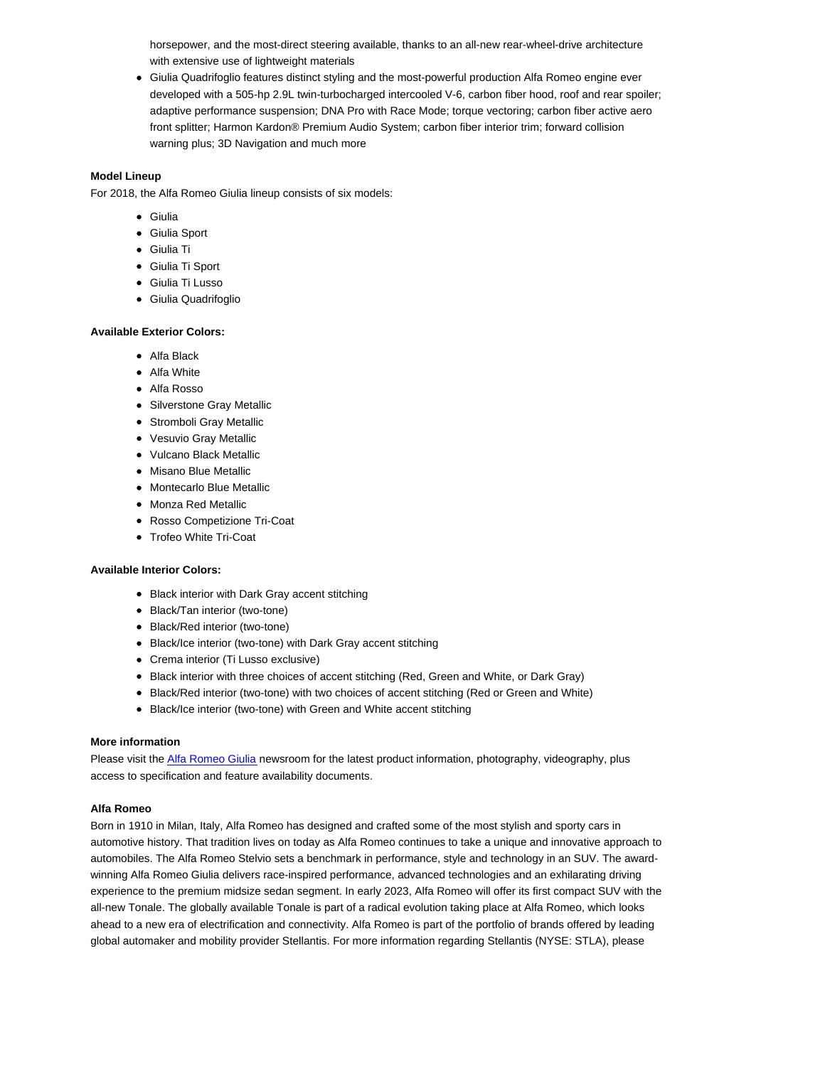horsepower, and the most-direct steering available, thanks to an all-new rear-wheel-drive architecture with extensive use of lightweight materials

- Giulia Quadrifoglio features distinct styling and the most-powerful production Alfa Romeo engine ever developed with a 505-hp 2.9L twin-turbocharged intercooled V-6, carbon fiber hood, roof and rear spoiler; adaptive performance suspension; DNA Pro with Race Mode; torque vectoring; carbon fiber active aero front splitter; Harmon Kardon® Premium Audio System; carbon fiber interior trim; forward collision warning plus; 3D Navigation and much more

**Model Lineup**

For 2018, the Alfa Romeo Giulia lineup consists of six models:

- Giulia
- Giulia Sport
- Giulia Ti
- Giulia Ti Sport
- Giulia Ti Lusso
- Giulia Quadrifoglio

**Available Exterior Colors:**

- Alfa Black
- Alfa White
- Alfa Rosso
- Silverstone Gray Metallic
- Stromboli Gray Metallic
- Vesuvio Gray Metallic
- Vulcano Black Metallic
- Misano Blue Metallic
- Montecarlo Blue Metallic
- Monza Red Metallic
- Rosso Competizione Tri-Coat
- Trofeo White Tri-Coat

**Available Interior Colors:**

- Black interior with Dark Gray accent stitching
- Black/Tan interior (two-tone)
- Black/Red interior (two-tone)
- Black/Ice interior (two-tone) with Dark Gray accent stitching
- Crema interior (Ti Lusso exclusive)
- Black interior with three choices of accent stitching (Red, Green and White, or Dark Gray)
- Black/Red interior (two-tone) with two choices of accent stitching (Red or Green and White)
- Black/Ice interior (two-tone) with Green and White accent stitching

**More information**

Please visit the Alfa Romeo Giulia newsroom for the latest product information, photography, videography, plus access to specification and feature availability documents.

**Alfa Romeo**

Born in 1910 in Milan, Italy, Alfa Romeo has designed and crafted some of the most stylish and sporty cars in automotive history. That tradition lives on today as Alfa Romeo continues to take a unique and innovative approach to automobiles. The Alfa Romeo Stelvio sets a benchmark in performance, style and technology in an SUV. The award-winning Alfa Romeo Giulia delivers race-inspired performance, advanced technologies and an exhilarating driving experience to the premium midsize sedan segment. In early 2023, Alfa Romeo will offer its first compact SUV with the all-new Tonale. The globally available Tonale is part of a radical evolution taking place at Alfa Romeo, which looks ahead to a new era of electrification and connectivity. Alfa Romeo is part of the portfolio of brands offered by leading global automaker and mobility provider Stellantis. For more information regarding Stellantis (NYSE: STLA), please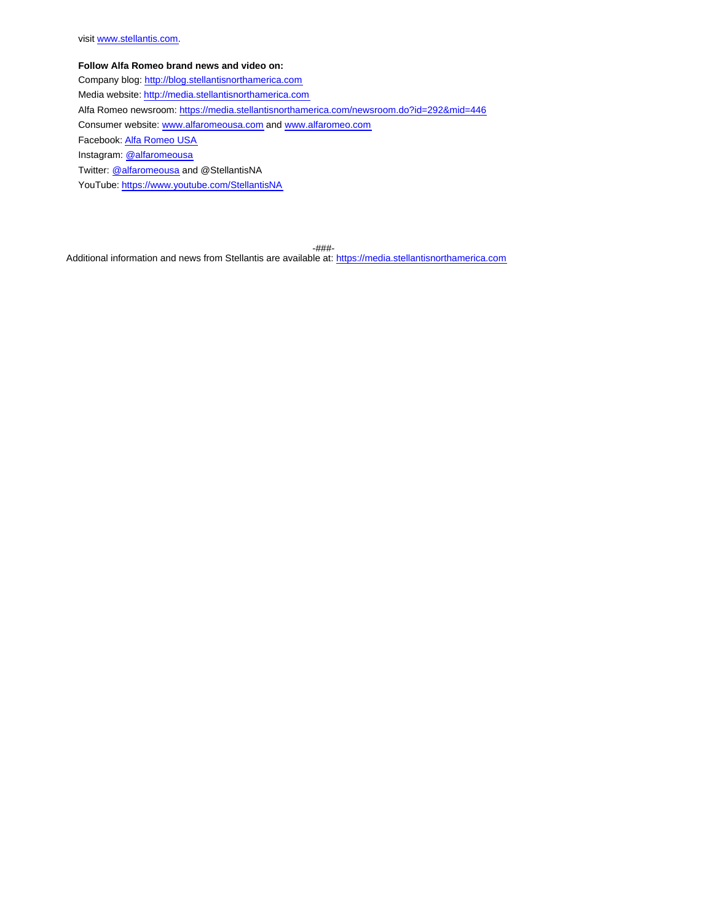visit www.stellantis.com.

**Follow Alfa Romeo brand news and video on:**

Company blog: http://blog.stellantisnorthamerica.com
Media website: http://media.stellantisnorthamerica.com
Alfa Romeo newsroom: https://media.stellantisnorthamerica.com/newsroom.do?id=292&mid=446
Consumer website: www.alfaromeousa.com and www.alfaromeo.com
Facebook: Alfa Romeo USA
Instagram: @alfaromeousa
Twitter: @alfaromeousa and @StellantisNA
YouTube: https://www.youtube.com/StellantisNA

-###-

Additional information and news from Stellantis are available at: https://media.stellantisnorthamerica.com